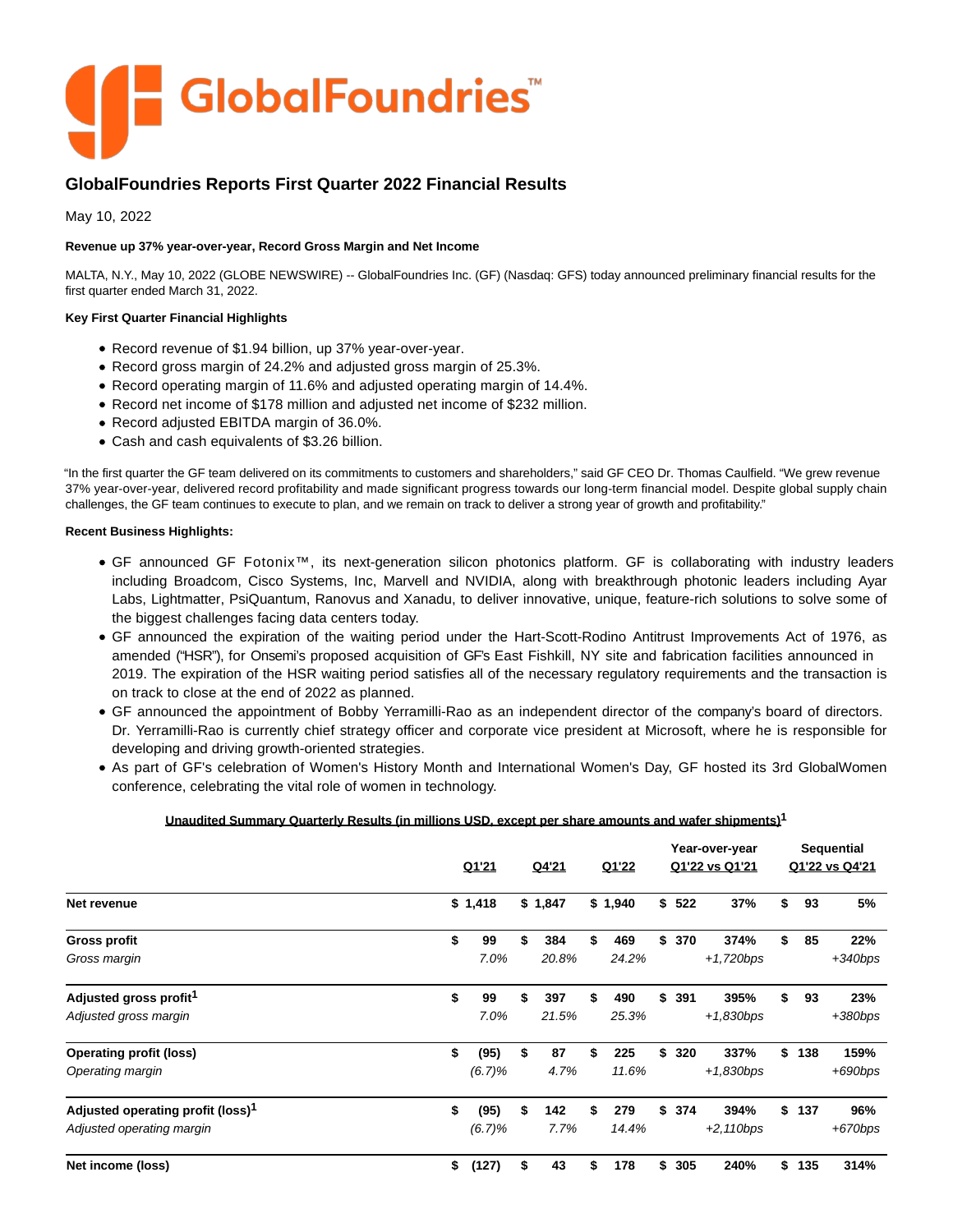GlobalFoundries™

# GlobalFoundries Reports First Quarter 2022 Financial Results

May 10, 2022

**Revenue up 37% year-over-year, Record Gross Margin and Net Income**

MALTA, N.Y., May 10, 2022 (GLOBE NEWSWIRE) -- GlobalFoundries Inc. (GF) (Nasdaq: GFS) today announced preliminary financial results for the first quarter ended March 31, 2022.

**Key First Quarter Financial Highlights**

- Record revenue of $1.94 billion, up 37% year-over-year.
- Record gross margin of 24.2% and adjusted gross margin of 25.3%.
- Record operating margin of 11.6% and adjusted operating margin of 14.4%.
- Record net income of $178 million and adjusted net income of $232 million.
- Record adjusted EBITDA margin of 36.0%.
- Cash and cash equivalents of $3.26 billion.

"In the first quarter the GF team delivered on its commitments to customers and shareholders," said GF CEO Dr. Thomas Caulfield. "We grew revenue 37% year-over-year, delivered record profitability and made significant progress towards our long-term financial model. Despite global supply chain challenges, the GF team continues to execute to plan, and we remain on track to deliver a strong year of growth and profitability."

**Recent Business Highlights:**

- GF announced GF Fotonix™, its next-generation silicon photonics platform. GF is collaborating with industry leaders including Broadcom, Cisco Systems, Inc, Marvell and NVIDIA, along with breakthrough photonic leaders including Ayar Labs, Lightmatter, PsiQuantum, Ranovus and Xanadu, to deliver innovative, unique, feature-rich solutions to solve some of the biggest challenges facing data centers today.
- GF announced the expiration of the waiting period under the Hart-Scott-Rodino Antitrust Improvements Act of 1976, as amended ("HSR"), for Onsemi's proposed acquisition of GF's East Fishkill, NY site and fabrication facilities announced in 2019. The expiration of the HSR waiting period satisfies all of the necessary regulatory requirements and the transaction is on track to close at the end of 2022 as planned.
- GF announced the appointment of Bobby Yerramilli-Rao as an independent director of the company's board of directors. Dr. Yerramilli-Rao is currently chief strategy officer and corporate vice president at Microsoft, where he is responsible for developing and driving growth-oriented strategies.
- As part of GF's celebration of Women's History Month and International Women's Day, GF hosted its 3rd GlobalWomen conference, celebrating the vital role of women in technology.

**Unaudited Summary Quarterly Results (in millions USD, except per share amounts and wafer shipments)[1]**

| | Q1'21 | Q4'21 | Q1'22 | Year-over-year Q1'22 vs Q1'21 | | Sequential Q1'22 vs Q4'21 | |
|---|---|---|---|---|---|---|---|
| **Net revenue** | $ 1,418 | $ 1,847 | $ 1,940 | $ 522 | 37% | $ 93 | 5% |
| **Gross profit** | $ 99 | $ 384 | $ 469 | $ 370 | 374% | $ 85 | 22% |
| *Gross margin* | *7.0%* | *20.8%* | *24.2%* | | *+1,720bps* | | *+340bps* |
| **Adjusted gross profit[1]** | $ 99 | $ 397 | $ 490 | $ 391 | 395% | $ 93 | 23% |
| *Adjusted gross margin* | *7.0%* | *21.5%* | *25.3%* | | *+1,830bps* | | *+380bps* |
| **Operating profit (loss)** | $ (95) | $ 87 | $ 225 | $ 320 | 337% | $ 138 | 159% |
| *Operating margin* | *(6.7)%* | *4.7%* | *11.6%* | | *+1,830bps* | | *+690bps* |
| **Adjusted operating profit (loss)[1]** | $ (95) | $ 142 | $ 279 | $ 374 | 394% | $ 137 | 96% |
| *Adjusted operating margin* | *(6.7)%* | *7.7%* | *14.4%* | | *+2,110bps* | | *+670bps* |
| **Net income (loss)** | $ (127) | $ 43 | $ 178 | $ 305 | 240% | $ 135 | 314% |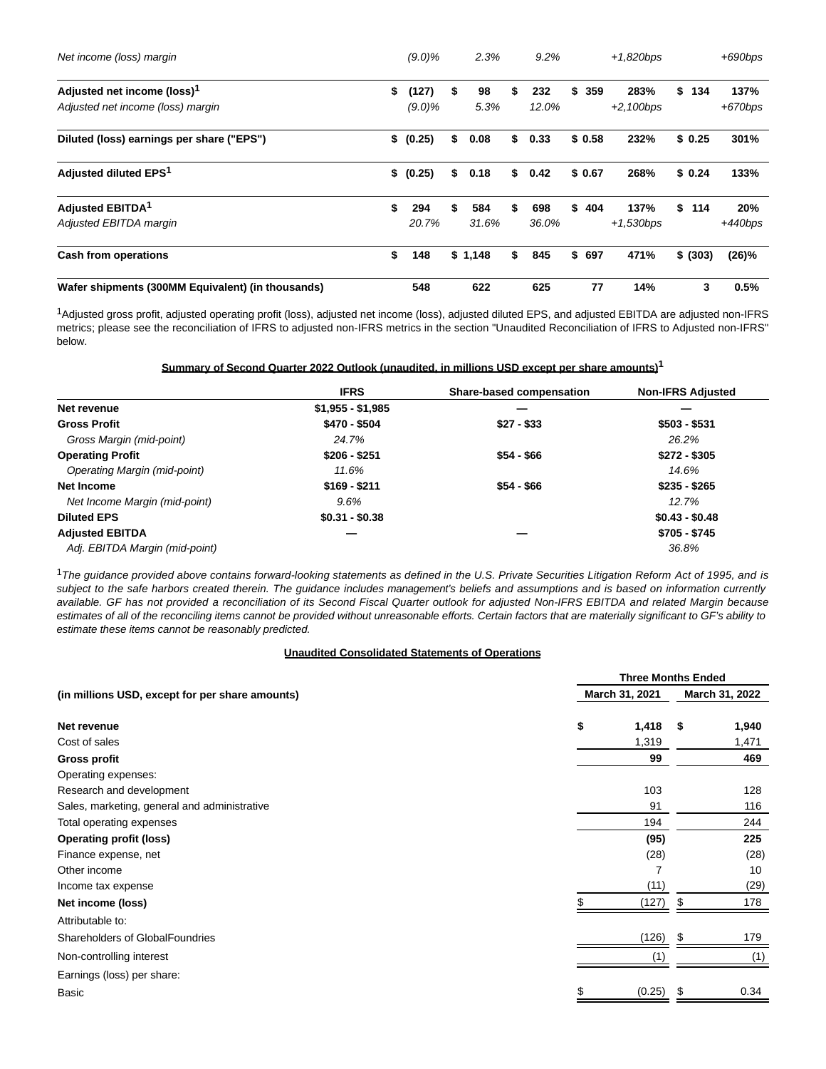| | | | | | | | |
|---|---|---|---|---|---|---|---|
| *Net income (loss) margin* | *(9.0)%* | *2.3%* | *9.2%* | | *+1,820bps* | | *+690bps* |
| **Adjusted net income (loss)[1]** | **$ (127)** | **$ 98** | **$ 232** | **$ 359** | **283%** | **$ 134** | **137%** |
| *Adjusted net income (loss) margin* | *(9.0)%* | *5.3%* | *12.0%* | | *+2,100bps* | | *+670bps* |
| **Diluted (loss) earnings per share ("EPS")** | **$ (0.25)** | **$ 0.08** | **$ 0.33** | **$ 0.58** | **232%** | **$ 0.25** | **301%** |
| **Adjusted diluted EPS[1]** | **$ (0.25)** | **$ 0.18** | **$ 0.42** | **$ 0.67** | **268%** | **$ 0.24** | **133%** |
| **Adjusted EBITDA[1]** | **$ 294** | **$ 584** | **$ 698** | **$ 404** | **137%** | **$ 114** | **20%** |
| *Adjusted EBITDA margin* | *20.7%* | *31.6%* | *36.0%* | | *+1,530bps* | | *+440bps* |
| **Cash from operations** | **$ 148** | **$ 1,148** | **$ 845** | **$ 697** | **471%** | **$ (303)** | **(26)%** |
| **Wafer shipments (300MM Equivalent) (in thousands)** | **548** | **622** | **625** | **77** | **14%** | **3** | **0.5%** |

[1]Adjusted gross profit, adjusted operating profit (loss), adjusted net income (loss), adjusted diluted EPS, and adjusted EBITDA are adjusted non-IFRS metrics; please see the reconciliation of IFRS to adjusted non-IFRS metrics in the section "Unaudited Reconciliation of IFRS to Adjusted non-IFRS" below.

**Summary of Second Quarter 2022 Outlook (unaudited, in millions USD except per share amounts)[1]**

| | IFRS | Share-based compensation | Non-IFRS Adjusted |
|---|---|---|---|
| **Net revenue** | **$1,955 - $1,985** | **—** | **—** |
| **Gross Profit** | **$470 - $504** | **$27 - $33** | **$503 - $531** |
| *Gross Margin (mid-point)* | *24.7%* | | *26.2%* |
| **Operating Profit** | **$206 - $251** | **$54 - $66** | **$272 - $305** |
| *Operating Margin (mid-point)* | *11.6%* | | *14.6%* |
| **Net Income** | **$169 - $211** | **$54 - $66** | **$235 - $265** |
| *Net Income Margin (mid-point)* | *9.6%* | | *12.7%* |
| **Diluted EPS** | **$0.31 - $0.38** | | **$0.43 - $0.48** |
| **Adjusted EBITDA** | **—** | **—** | **$705 - $745** |
| *Adj. EBITDA Margin (mid-point)* | | | *36.8%* |

[1]*The guidance provided above contains forward-looking statements as defined in the U.S. Private Securities Litigation Reform Act of 1995, and is subject to the safe harbors created therein. The guidance includes management's beliefs and assumptions and is based on information currently available. GF has not provided a reconciliation of its Second Fiscal Quarter outlook for adjusted Non-IFRS EBITDA and related Margin because estimates of all of the reconciling items cannot be provided without unreasonable efforts. Certain factors that are materially significant to GF's ability to estimate these items cannot be reasonably predicted.*

**Unaudited Consolidated Statements of Operations**

| | Three Months Ended | |
|---|---|---|
| **(in millions USD, except for per share amounts)** | **March 31, 2021** | **March 31, 2022** |
| **Net revenue** | **$ 1,418** | **$ 1,940** |
| Cost of sales | 1,319 | 1,471 |
| **Gross profit** | **99** | **469** |
| Operating expenses: | | |
| Research and development | 103 | 128 |
| Sales, marketing, general and administrative | 91 | 116 |
| Total operating expenses | 194 | 244 |
| **Operating profit (loss)** | **(95)** | **225** |
| Finance expense, net | (28) | (28) |
| Other income | 7 | 10 |
| Income tax expense | (11) | (29) |
| **Net income (loss)** | $ (127) | $ 178 |
| Attributable to: | | |
| Shareholders of GlobalFoundries | (126) | $ 179 |
| Non-controlling interest | (1) | (1) |
| Earnings (loss) per share: | | |
| Basic | $ (0.25) | $ 0.34 |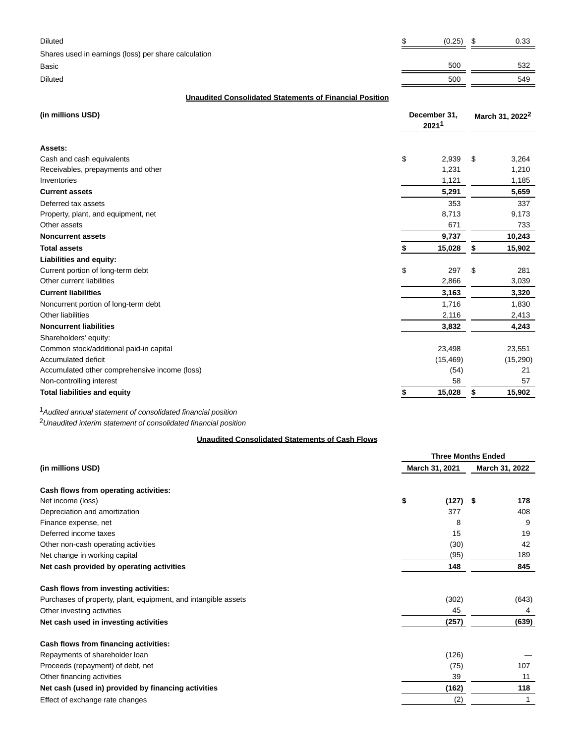| | | |
|---|---|---|
| Diluted | $ (0.25) | $ 0.33 |
| Shares used in earnings (loss) per share calculation | | |
| Basic | 500 | 532 |
| Diluted | 500 | 549 |

**Unaudited Consolidated Statements of Financial Position**

| (in millions USD) | December 31, 2021[1] | March 31, 2022[2] |
|---|---|---|
| **Assets:** | | |
| Cash and cash equivalents | $ 2,939 | $ 3,264 |
| Receivables, prepayments and other | 1,231 | 1,210 |
| Inventories | 1,121 | 1,185 |
| **Current assets** | **5,291** | **5,659** |
| Deferred tax assets | 353 | 337 |
| Property, plant, and equipment, net | 8,713 | 9,173 |
| Other assets | 671 | 733 |
| **Noncurrent assets** | **9,737** | **10,243** |
| **Total assets** | **$ 15,028** | **$ 15,902** |
| **Liabilities and equity:** | | |
| Current portion of long-term debt | $ 297 | $ 281 |
| Other current liabilities | 2,866 | 3,039 |
| **Current liabilities** | **3,163** | **3,320** |
| Noncurrent portion of long-term debt | 1,716 | 1,830 |
| Other liabilities | 2,116 | 2,413 |
| **Noncurrent liabilities** | **3,832** | **4,243** |
| Shareholders' equity: | | |
| Common stock/additional paid-in capital | 23,498 | 23,551 |
| Accumulated deficit | (15,469) | (15,290) |
| Accumulated other comprehensive income (loss) | (54) | 21 |
| Non-controlling interest | 58 | 57 |
| **Total liabilities and equity** | **$ 15,028** | **$ 15,902** |

[1]*Audited annual statement of consolidated financial position*

[2]*Unaudited interim statement of consolidated financial position*

**Unaudited Consolidated Statements of Cash Flows**

| | Three Months Ended | |
|---|---|---|
| (in millions USD) | March 31, 2021 | March 31, 2022 |
| **Cash flows from operating activities:** | | |
| Net income (loss) | **$ (127)** | **$ 178** |
| Depreciation and amortization | 377 | 408 |
| Finance expense, net | 8 | 9 |
| Deferred income taxes | 15 | 19 |
| Other non-cash operating activities | (30) | 42 |
| Net change in working capital | (95) | 189 |
| **Net cash provided by operating activities** | **148** | **845** |
| **Cash flows from investing activities:** | | |
| Purchases of property, plant, equipment, and intangible assets | (302) | (643) |
| Other investing activities | 45 | 4 |
| **Net cash used in investing activities** | **(257)** | **(639)** |
| **Cash flows from financing activities:** | | |
| Repayments of shareholder loan | (126) | — |
| Proceeds (repayment) of debt, net | (75) | 107 |
| Other financing activities | 39 | 11 |
| **Net cash (used in) provided by financing activities** | **(162)** | **118** |
| Effect of exchange rate changes | (2) | 1 |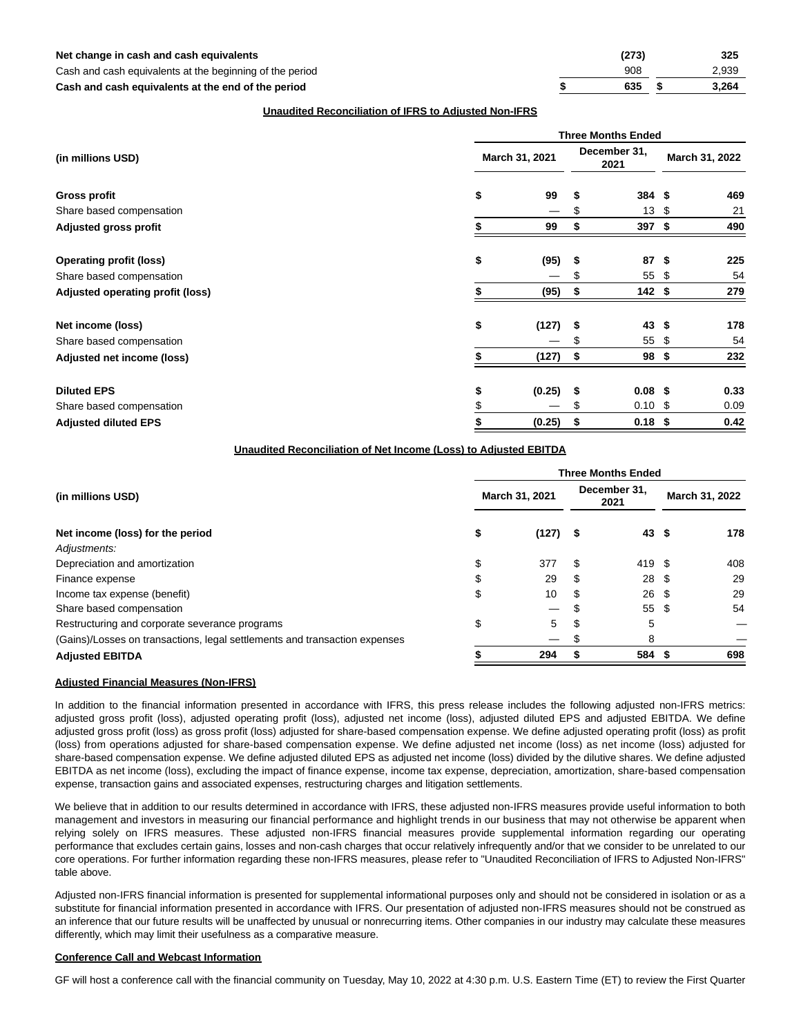| | | |
|---|---|---|
| **Net change in cash and cash equivalents** | **(273)** | **325** |
| Cash and cash equivalents at the beginning of the period | 908 | 2,939 |
| **Cash and cash equivalents at the end of the period** | **$ 635** | **$ 3,264** |

**Unaudited Reconciliation of IFRS to Adjusted Non-IFRS**

| (in millions USD) | Three Months Ended | | |
|---|---|---|---|
| | March 31, 2021 | December 31, 2021 | March 31, 2022 |
| **Gross profit** | **$ 99** | **$ 384** | **$ 469** |
| Share based compensation | — | $ 13 | $ 21 |
| **Adjusted gross profit** | **$ 99** | **$ 397** | **$ 490** |
| **Operating profit (loss)** | **$ (95)** | **$ 87** | **$ 225** |
| Share based compensation | — | $ 55 | $ 54 |
| **Adjusted operating profit (loss)** | **$ (95)** | **$ 142** | **$ 279** |
| **Net income (loss)** | **$ (127)** | **$ 43** | **$ 178** |
| Share based compensation | — | $ 55 | $ 54 |
| **Adjusted net income (loss)** | **$ (127)** | **$ 98** | **$ 232** |
| **Diluted EPS** | **$ (0.25)** | **$ 0.08** | **$ 0.33** |
| Share based compensation | $ — | $ 0.10 | $ 0.09 |
| **Adjusted diluted EPS** | **$ (0.25)** | **$ 0.18** | **$ 0.42** |

**Unaudited Reconciliation of Net Income (Loss) to Adjusted EBITDA**

| (in millions USD) | Three Months Ended | | |
|---|---|---|---|
| | March 31, 2021 | December 31, 2021 | March 31, 2022 |
| **Net income (loss) for the period** | **$ (127)** | **$ 43** | **$ 178** |
| *Adjustments:* | | | |
| Depreciation and amortization | $ 377 | $ 419 | $ 408 |
| Finance expense | $ 29 | $ 28 | $ 29 |
| Income tax expense (benefit) | $ 10 | $ 26 | $ 29 |
| Share based compensation | — | $ 55 | $ 54 |
| Restructuring and corporate severance programs | $ 5 | $ 5 | — |
| (Gains)/Losses on transactions, legal settlements and transaction expenses | — | $ 8 | — |
| **Adjusted EBITDA** | **$ 294** | **$ 584** | **$ 698** |

**Adjusted Financial Measures (Non-IFRS)**

In addition to the financial information presented in accordance with IFRS, this press release includes the following adjusted non-IFRS metrics: adjusted gross profit (loss), adjusted operating profit (loss), adjusted net income (loss), adjusted diluted EPS and adjusted EBITDA. We define adjusted gross profit (loss) as gross profit (loss) adjusted for share-based compensation expense. We define adjusted operating profit (loss) as profit (loss) from operations adjusted for share-based compensation expense. We define adjusted net income (loss) as net income (loss) adjusted for share-based compensation expense. We define adjusted diluted EPS as adjusted net income (loss) divided by the dilutive shares. We define adjusted EBITDA as net income (loss), excluding the impact of finance expense, income tax expense, depreciation, amortization, share-based compensation expense, transaction gains and associated expenses, restructuring charges and litigation settlements.

We believe that in addition to our results determined in accordance with IFRS, these adjusted non-IFRS measures provide useful information to both management and investors in measuring our financial performance and highlight trends in our business that may not otherwise be apparent when relying solely on IFRS measures. These adjusted non-IFRS financial measures provide supplemental information regarding our operating performance that excludes certain gains, losses and non-cash charges that occur relatively infrequently and/or that we consider to be unrelated to our core operations. For further information regarding these non-IFRS measures, please refer to "Unaudited Reconciliation of IFRS to Adjusted Non-IFRS" table above.

Adjusted non-IFRS financial information is presented for supplemental informational purposes only and should not be considered in isolation or as a substitute for financial information presented in accordance with IFRS. Our presentation of adjusted non-IFRS measures should not be construed as an inference that our future results will be unaffected by unusual or nonrecurring items. Other companies in our industry may calculate these measures differently, which may limit their usefulness as a comparative measure.

**Conference Call and Webcast Information**

GF will host a conference call with the financial community on Tuesday, May 10, 2022 at 4:30 p.m. U.S. Eastern Time (ET) to review the First Quarter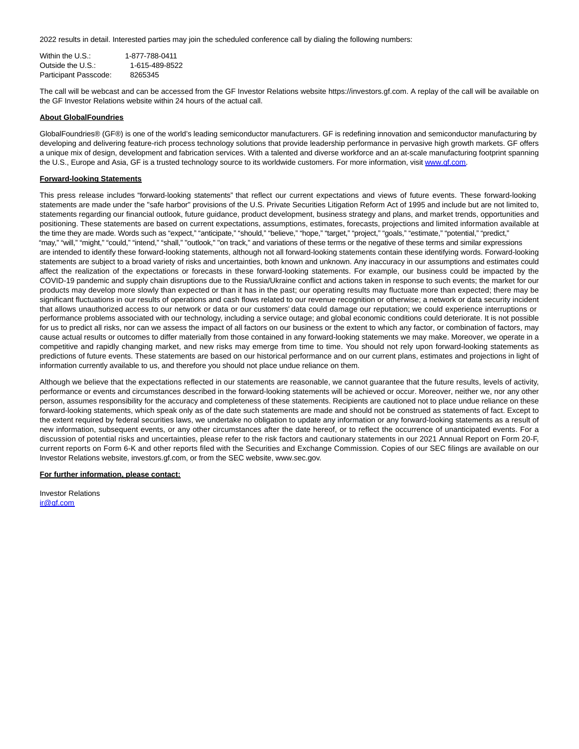2022 results in detail. Interested parties may join the scheduled conference call by dialing the following numbers:

| | |
|---|---|
| Within the U.S.: | 1-877-788-0411 |
| Outside the U.S.: | 1-615-489-8522 |
| Participant Passcode: | 8265345 |

The call will be webcast and can be accessed from the GF Investor Relations website https://investors.gf.com. A replay of the call will be available on the GF Investor Relations website within 24 hours of the actual call.

**About GlobalFoundries**

GlobalFoundries® (GF®) is one of the world's leading semiconductor manufacturers. GF is redefining innovation and semiconductor manufacturing by developing and delivering feature-rich process technology solutions that provide leadership performance in pervasive high growth markets. GF offers a unique mix of design, development and fabrication services. With a talented and diverse workforce and an at-scale manufacturing footprint spanning the U.S., Europe and Asia, GF is a trusted technology source to its worldwide customers. For more information, visit www.gf.com.

**Forward-looking Statements**

This press release includes "forward-looking statements" that reflect our current expectations and views of future events. These forward-looking statements are made under the "safe harbor" provisions of the U.S. Private Securities Litigation Reform Act of 1995 and include but are not limited to, statements regarding our financial outlook, future guidance, product development, business strategy and plans, and market trends, opportunities and positioning. These statements are based on current expectations, assumptions, estimates, forecasts, projections and limited information available at the time they are made. Words such as "expect," "anticipate," "should," "believe," "hope," "target," "project," "goals," "estimate," "potential," "predict," "may," "will," "might," "could," "intend," "shall," "outlook," "on track," and variations of these terms or the negative of these terms and similar expressions are intended to identify these forward-looking statements, although not all forward-looking statements contain these identifying words. Forward-looking statements are subject to a broad variety of risks and uncertainties, both known and unknown. Any inaccuracy in our assumptions and estimates could affect the realization of the expectations or forecasts in these forward-looking statements. For example, our business could be impacted by the COVID-19 pandemic and supply chain disruptions due to the Russia/Ukraine conflict and actions taken in response to such events; the market for our products may develop more slowly than expected or than it has in the past; our operating results may fluctuate more than expected; there may be significant fluctuations in our results of operations and cash flows related to our revenue recognition or otherwise; a network or data security incident that allows unauthorized access to our network or data or our customers' data could damage our reputation; we could experience interruptions or performance problems associated with our technology, including a service outage; and global economic conditions could deteriorate. It is not possible for us to predict all risks, nor can we assess the impact of all factors on our business or the extent to which any factor, or combination of factors, may cause actual results or outcomes to differ materially from those contained in any forward-looking statements we may make. Moreover, we operate in a competitive and rapidly changing market, and new risks may emerge from time to time. You should not rely upon forward-looking statements as predictions of future events. These statements are based on our historical performance and on our current plans, estimates and projections in light of information currently available to us, and therefore you should not place undue reliance on them.

Although we believe that the expectations reflected in our statements are reasonable, we cannot guarantee that the future results, levels of activity, performance or events and circumstances described in the forward-looking statements will be achieved or occur. Moreover, neither we, nor any other person, assumes responsibility for the accuracy and completeness of these statements. Recipients are cautioned not to place undue reliance on these forward-looking statements, which speak only as of the date such statements are made and should not be construed as statements of fact. Except to the extent required by federal securities laws, we undertake no obligation to update any information or any forward-looking statements as a result of new information, subsequent events, or any other circumstances after the date hereof, or to reflect the occurrence of unanticipated events. For a discussion of potential risks and uncertainties, please refer to the risk factors and cautionary statements in our 2021 Annual Report on Form 20-F, current reports on Form 6-K and other reports filed with the Securities and Exchange Commission. Copies of our SEC filings are available on our Investor Relations website, investors.gf.com, or from the SEC website, www.sec.gov.

**For further information, please contact:**

Investor Relations
ir@gf.com